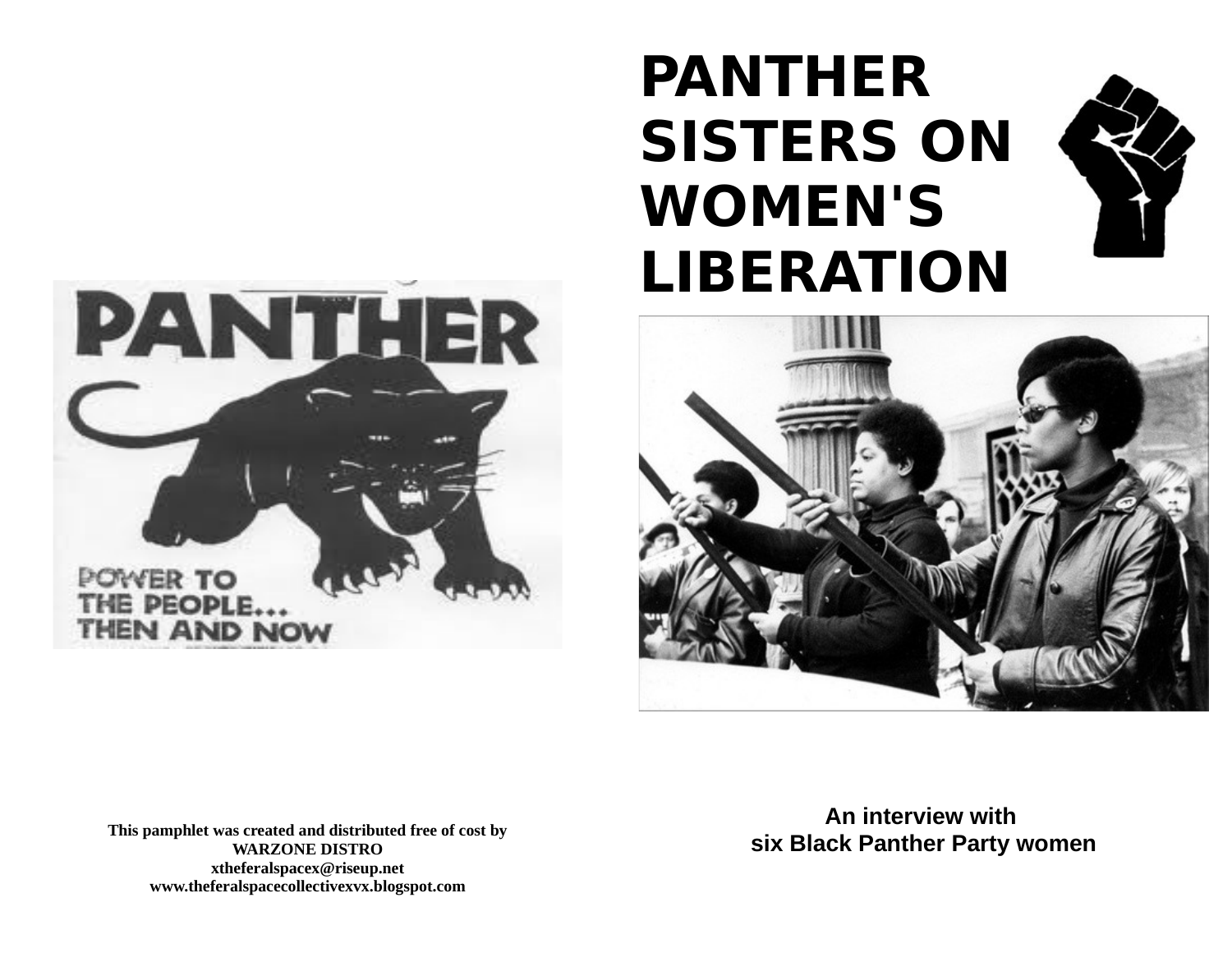This pamphlet was created and distributed free of cost by
WARZONE DISTRO
xtheferalspacex@riseup.net
www.theferalspacecollectivexvx.blogspot.com

# PANTHER SISTERS ON WOMEN'S LIBERATION

An interview with
six Black Panther Party women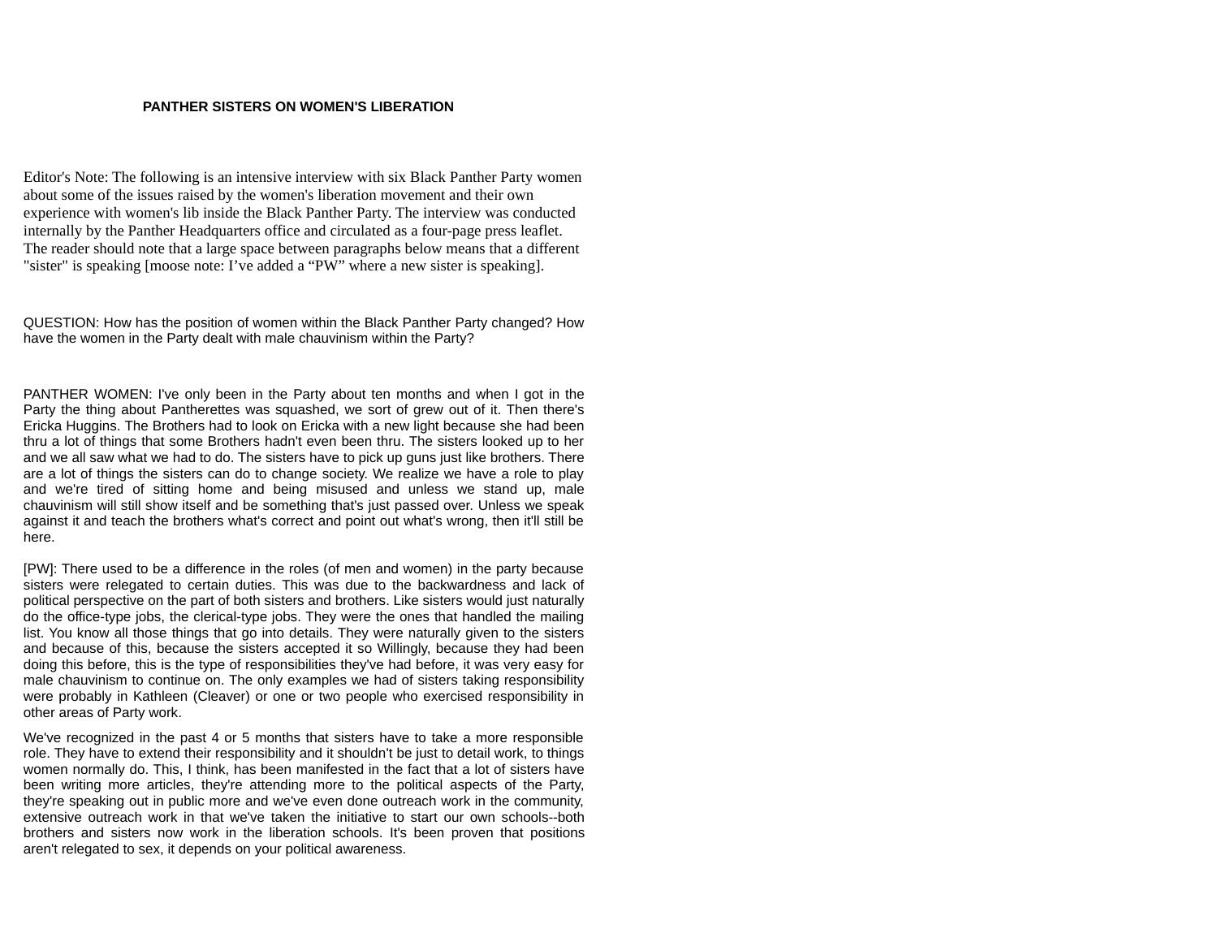# PANTHER SISTERS ON WOMEN'S LIBERATION

Editor's Note: The following is an intensive interview with six Black Panther Party women about some of the issues raised by the women's liberation movement and their own experience with women's lib inside the Black Panther Party. The interview was conducted internally by the Panther Headquarters office and circulated as a four-page press leaflet. The reader should note that a large space between paragraphs below means that a different "sister" is speaking [moose note: I've added a "PW" where a new sister is speaking].

QUESTION: How has the position of women within the Black Panther Party changed? How have the women in the Party dealt with male chauvinism within the Party?

PANTHER WOMEN: I've only been in the Party about ten months and when I got in the Party the thing about Pantherettes was squashed, we sort of grew out of it. Then there's Ericka Huggins. The Brothers had to look on Ericka with a new light because she had been thru a lot of things that some Brothers hadn't even been thru. The sisters looked up to her and we all saw what we had to do. The sisters have to pick up guns just like brothers. There are a lot of things the sisters can do to change society. We realize we have a role to play and we're tired of sitting home and being misused and unless we stand up, male chauvinism will still show itself and be something that's just passed over. Unless we speak against it and teach the brothers what's correct and point out what's wrong, then it'll still be here.

[PW]: There used to be a difference in the roles (of men and women) in the party because sisters were relegated to certain duties. This was due to the backwardness and lack of political perspective on the part of both sisters and brothers. Like sisters would just naturally do the office-type jobs, the clerical-type jobs. They were the ones that handled the mailing list. You know all those things that go into details. They were naturally given to the sisters and because of this, because the sisters accepted it so Willingly, because they had been doing this before, this is the type of responsibilities they've had before, it was very easy for male chauvinism to continue on. The only examples we had of sisters taking responsibility were probably in Kathleen (Cleaver) or one or two people who exercised responsibility in other areas of Party work.

We've recognized in the past 4 or 5 months that sisters have to take a more responsible role. They have to extend their responsibility and it shouldn't be just to detail work, to things women normally do. This, I think, has been manifested in the fact that a lot of sisters have been writing more articles, they're attending more to the political aspects of the Party, they're speaking out in public more and we've even done outreach work in the community, extensive outreach work in that we've taken the initiative to start our own schools--both brothers and sisters now work in the liberation schools. It's been proven that positions aren't relegated to sex, it depends on your political awareness.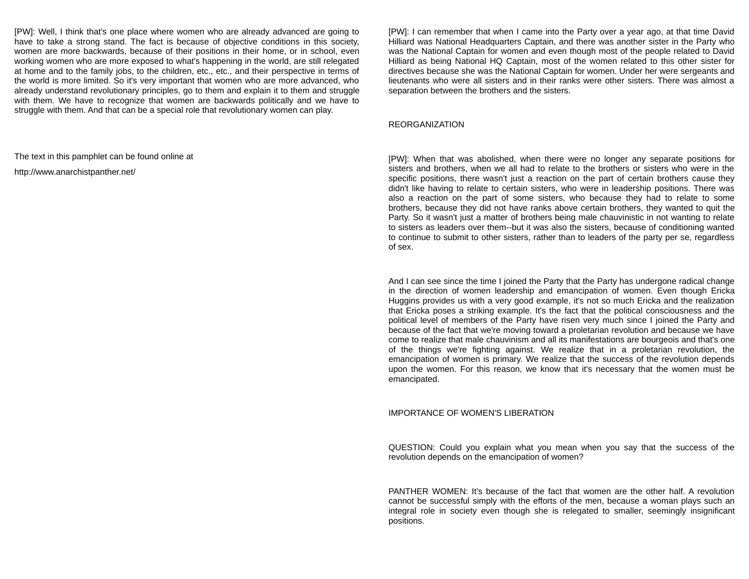[PW]: Well, I think that's one place where women who are already advanced are going to have to take a strong stand. The fact is because of objective conditions in this society, women are more backwards, because of their positions in their home, or in school, even working women who are more exposed to what's happening in the world, are still relegated at home and to the family jobs, to the children, etc., etc., and their perspective in terms of the world is more limited. So it's very important that women who are more advanced, who already understand revolutionary principles, go to them and explain it to them and struggle with them. We have to recognize that women are backwards politically and we have to struggle with them. And that can be a special role that revolutionary women can play.

The text in this pamphlet can be found online at

http://www.anarchistpanther.net/

[PW]: I can remember that when I came into the Party over a year ago, at that time David Hilliard was National Headquarters Captain, and there was another sister in the Party who was the National Captain for women and even though most of the people related to David Hilliard as being National HQ Captain, most of the women related to this other sister for directives because she was the National Captain for women. Under her were sergeants and lieutenants who were all sisters and in their ranks were other sisters. There was almost a separation between the brothers and the sisters.

## REORGANIZATION

[PW]: When that was abolished, when there were no longer any separate positions for sisters and brothers, when we all had to relate to the brothers or sisters who were in the specific positions, there wasn't just a reaction on the part of certain brothers cause they didn't like having to relate to certain sisters, who were in leadership positions. There was also a reaction on the part of some sisters, who because they had to relate to some brothers, because they did not have ranks above certain brothers, they wanted to quit the Party. So it wasn't just a matter of brothers being male chauvinistic in not wanting to relate to sisters as leaders over them--but it was also the sisters, because of conditioning wanted to continue to submit to other sisters, rather than to leaders of the party per se, regardless of sex.

And I can see since the time I joined the Party that the Party has undergone radical change in the direction of women leadership and emancipation of women. Even though Ericka Huggins provides us with a very good example, it's not so much Ericka and the realization that Ericka poses a striking example. It's the fact that the political consciousness and the political level of members of the Party have risen very much since I joined the Party and because of the fact that we're moving toward a proletarian revolution and because we have come to realize that male chauvinism and all its manifestations are bourgeois and that's one of the things we're fighting against. We realize that in a proletarian revolution, the emancipation of women is primary. We realize that the success of the revolution depends upon the women. For this reason, we know that it's necessary that the women must be emancipated.

## IMPORTANCE OF WOMEN'S LIBERATION

QUESTION: Could you explain what you mean when you say that the success of the revolution depends on the emancipation of women?

PANTHER WOMEN: It's because of the fact that women are the other half. A revolution cannot be successful simply with the efforts of the men, because a woman plays such an integral role in society even though she is relegated to smaller, seemingly insignificant positions.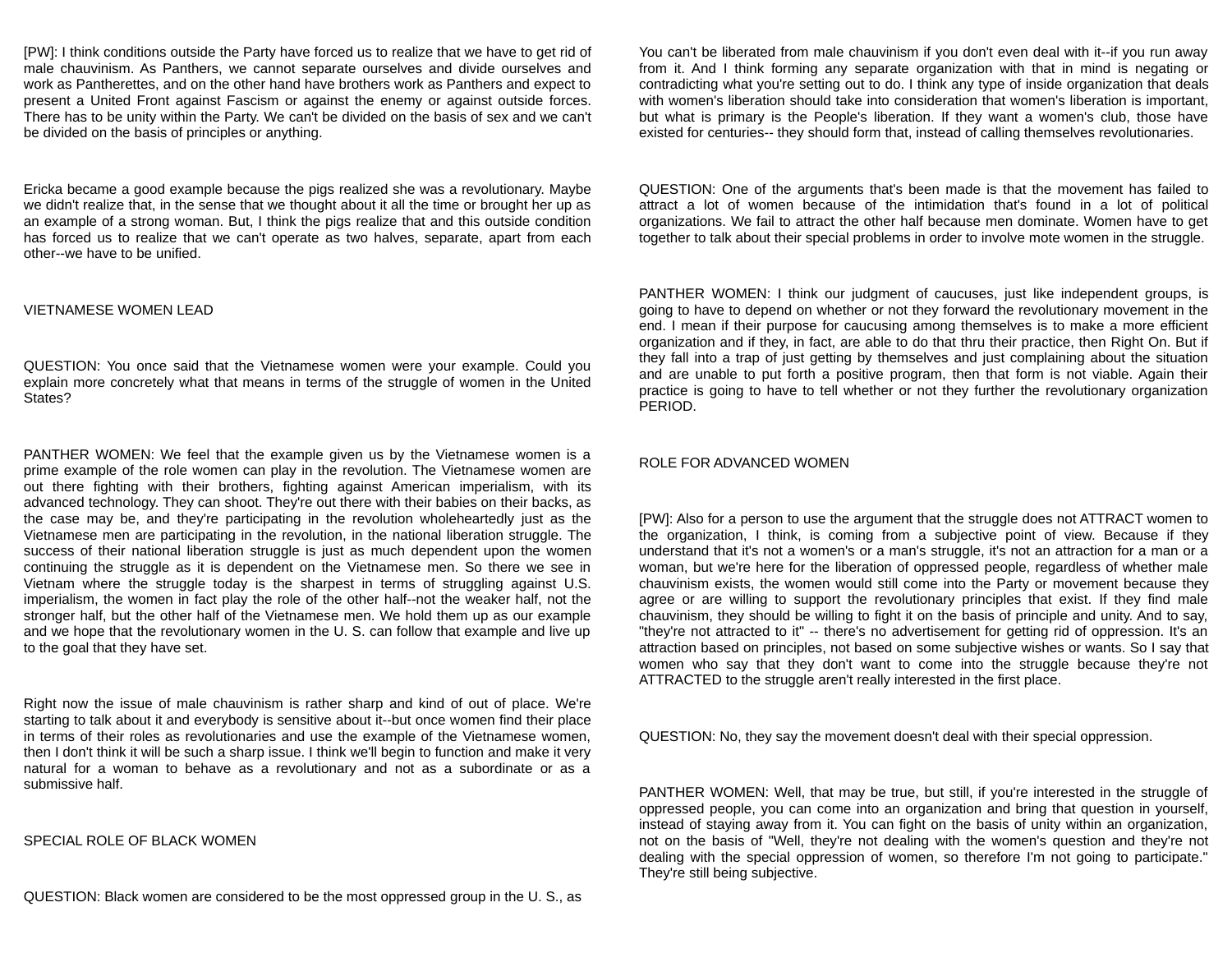[PW]: I think conditions outside the Party have forced us to realize that we have to get rid of male chauvinism. As Panthers, we cannot separate ourselves and divide ourselves and work as Pantherettes, and on the other hand have brothers work as Panthers and expect to present a United Front against Fascism or against the enemy or against outside forces. There has to be unity within the Party. We can't be divided on the basis of sex and we can't be divided on the basis of principles or anything.

Ericka became a good example because the pigs realized she was a revolutionary. Maybe we didn't realize that, in the sense that we thought about it all the time or brought her up as an example of a strong woman. But, I think the pigs realize that and this outside condition has forced us to realize that we can't operate as two halves, separate, apart from each other--we have to be unified.

## VIETNAMESE WOMEN LEAD

QUESTION: You once said that the Vietnamese women were your example. Could you explain more concretely what that means in terms of the struggle of women in the United States?

PANTHER WOMEN: We feel that the example given us by the Vietnamese women is a prime example of the role women can play in the revolution. The Vietnamese women are out there fighting with their brothers, fighting against American imperialism, with its advanced technology. They can shoot. They're out there with their babies on their backs, as the case may be, and they're participating in the revolution wholeheartedly just as the Vietnamese men are participating in the revolution, in the national liberation struggle. The success of their national liberation struggle is just as much dependent upon the women continuing the struggle as it is dependent on the Vietnamese men. So there we see in Vietnam where the struggle today is the sharpest in terms of struggling against U.S. imperialism, the women in fact play the role of the other half--not the weaker half, not the stronger half, but the other half of the Vietnamese men. We hold them up as our example and we hope that the revolutionary women in the U. S. can follow that example and live up to the goal that they have set.

Right now the issue of male chauvinism is rather sharp and kind of out of place. We're starting to talk about it and everybody is sensitive about it--but once women find their place in terms of their roles as revolutionaries and use the example of the Vietnamese women, then I don't think it will be such a sharp issue. I think we'll begin to function and make it very natural for a woman to behave as a revolutionary and not as a subordinate or as a submissive half.

## SPECIAL ROLE OF BLACK WOMEN

QUESTION: Black women are considered to be the most oppressed group in the U. S., as

You can't be liberated from male chauvinism if you don't even deal with it--if you run away from it. And I think forming any separate organization with that in mind is negating or contradicting what you're setting out to do. I think any type of inside organization that deals with women's liberation should take into consideration that women's liberation is important, but what is primary is the People's liberation. If they want a women's club, those have existed for centuries-- they should form that, instead of calling themselves revolutionaries.

QUESTION: One of the arguments that's been made is that the movement has failed to attract a lot of women because of the intimidation that's found in a lot of political organizations. We fail to attract the other half because men dominate. Women have to get together to talk about their special problems in order to involve mote women in the struggle.

PANTHER WOMEN: I think our judgment of caucuses, just like independent groups, is going to have to depend on whether or not they forward the revolutionary movement in the end. I mean if their purpose for caucusing among themselves is to make a more efficient organization and if they, in fact, are able to do that thru their practice, then Right On. But if they fall into a trap of just getting by themselves and just complaining about the situation and are unable to put forth a positive program, then that form is not viable. Again their practice is going to have to tell whether or not they further the revolutionary organization PERIOD.

## ROLE FOR ADVANCED WOMEN

[PW]: Also for a person to use the argument that the struggle does not ATTRACT women to the organization, I think, is coming from a subjective point of view. Because if they understand that it's not a women's or a man's struggle, it's not an attraction for a man or a woman, but we're here for the liberation of oppressed people, regardless of whether male chauvinism exists, the women would still come into the Party or movement because they agree or are willing to support the revolutionary principles that exist. If they find male chauvinism, they should be willing to fight it on the basis of principle and unity. And to say, "they're not attracted to it" -- there's no advertisement for getting rid of oppression. It's an attraction based on principles, not based on some subjective wishes or wants. So I say that women who say that they don't want to come into the struggle because they're not ATTRACTED to the struggle aren't really interested in the first place.

QUESTION: No, they say the movement doesn't deal with their special oppression.

PANTHER WOMEN: Well, that may be true, but still, if you're interested in the struggle of oppressed people, you can come into an organization and bring that question in yourself, instead of staying away from it. You can fight on the basis of unity within an organization, not on the basis of "Well, they're not dealing with the women's question and they're not dealing with the special oppression of women, so therefore I'm not going to participate." They're still being subjective.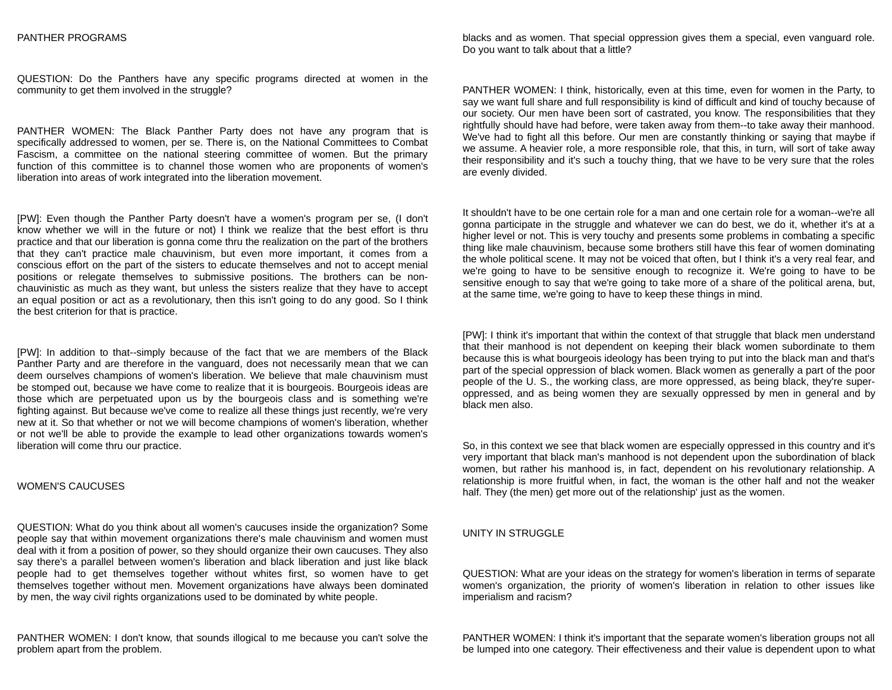## PANTHER PROGRAMS

QUESTION: Do the Panthers have any specific programs directed at women in the community to get them involved in the struggle?

PANTHER WOMEN: The Black Panther Party does not have any program that is specifically addressed to women, per se. There is, on the National Committees to Combat Fascism, a committee on the national steering committee of women. But the primary function of this committee is to channel those women who are proponents of women's liberation into areas of work integrated into the liberation movement.

[PW]: Even though the Panther Party doesn't have a women's program per se, (I don't know whether we will in the future or not) I think we realize that the best effort is thru practice and that our liberation is gonna come thru the realization on the part of the brothers that they can't practice male chauvinism, but even more important, it comes from a conscious effort on the part of the sisters to educate themselves and not to accept menial positions or relegate themselves to submissive positions. The brothers can be non-chauvinistic as much as they want, but unless the sisters realize that they have to accept an equal position or act as a revolutionary, then this isn't going to do any good. So I think the best criterion for that is practice.

[PW]: In addition to that--simply because of the fact that we are members of the Black Panther Party and are therefore in the vanguard, does not necessarily mean that we can deem ourselves champions of women's liberation. We believe that male chauvinism must be stomped out, because we have come to realize that it is bourgeois. Bourgeois ideas are those which are perpetuated upon us by the bourgeois class and is something we're fighting against. But because we've come to realize all these things just recently, we're very new at it. So that whether or not we will become champions of women's liberation, whether or not we'll be able to provide the example to lead other organizations towards women's liberation will come thru our practice.

## WOMEN'S CAUCUSES

QUESTION: What do you think about all women's caucuses inside the organization? Some people say that within movement organizations there's male chauvinism and women must deal with it from a position of power, so they should organize their own caucuses. They also say there's a parallel between women's liberation and black liberation and just like black people had to get themselves together without whites first, so women have to get themselves together without men. Movement organizations have always been dominated by men, the way civil rights organizations used to be dominated by white people.

PANTHER WOMEN: I don't know, that sounds illogical to me because you can't solve the problem apart from the problem.

blacks and as women. That special oppression gives them a special, even vanguard role. Do you want to talk about that a little?

PANTHER WOMEN: I think, historically, even at this time, even for women in the Party, to say we want full share and full responsibility is kind of difficult and kind of touchy because of our society. Our men have been sort of castrated, you know. The responsibilities that they rightfully should have had before, were taken away from them--to take away their manhood. We've had to fight all this before. Our men are constantly thinking or saying that maybe if we assume. A heavier role, a more responsible role, that this, in turn, will sort of take away their responsibility and it's such a touchy thing, that we have to be very sure that the roles are evenly divided.

It shouldn't have to be one certain role for a man and one certain role for a woman--we're all gonna participate in the struggle and whatever we can do best, we do it, whether it's at a higher level or not. This is very touchy and presents some problems in combating a specific thing like male chauvinism, because some brothers still have this fear of women dominating the whole political scene. It may not be voiced that often, but I think it's a very real fear, and we're going to have to be sensitive enough to recognize it. We're going to have to be sensitive enough to say that we're going to take more of a share of the political arena, but, at the same time, we're going to have to keep these things in mind.

[PW]: I think it's important that within the context of that struggle that black men understand that their manhood is not dependent on keeping their black women subordinate to them because this is what bourgeois ideology has been trying to put into the black man and that's part of the special oppression of black women. Black women as generally a part of the poor people of the U. S., the working class, are more oppressed, as being black, they're super-oppressed, and as being women they are sexually oppressed by men in general and by black men also.

So, in this context we see that black women are especially oppressed in this country and it's very important that black man's manhood is not dependent upon the subordination of black women, but rather his manhood is, in fact, dependent on his revolutionary relationship. A relationship is more fruitful when, in fact, the woman is the other half and not the weaker half. They (the men) get more out of the relationship' just as the women.

## UNITY IN STRUGGLE

QUESTION: What are your ideas on the strategy for women's liberation in terms of separate women's organization, the priority of women's liberation in relation to other issues like imperialism and racism?

PANTHER WOMEN: I think it's important that the separate women's liberation groups not all be lumped into one category. Their effectiveness and their value is dependent upon to what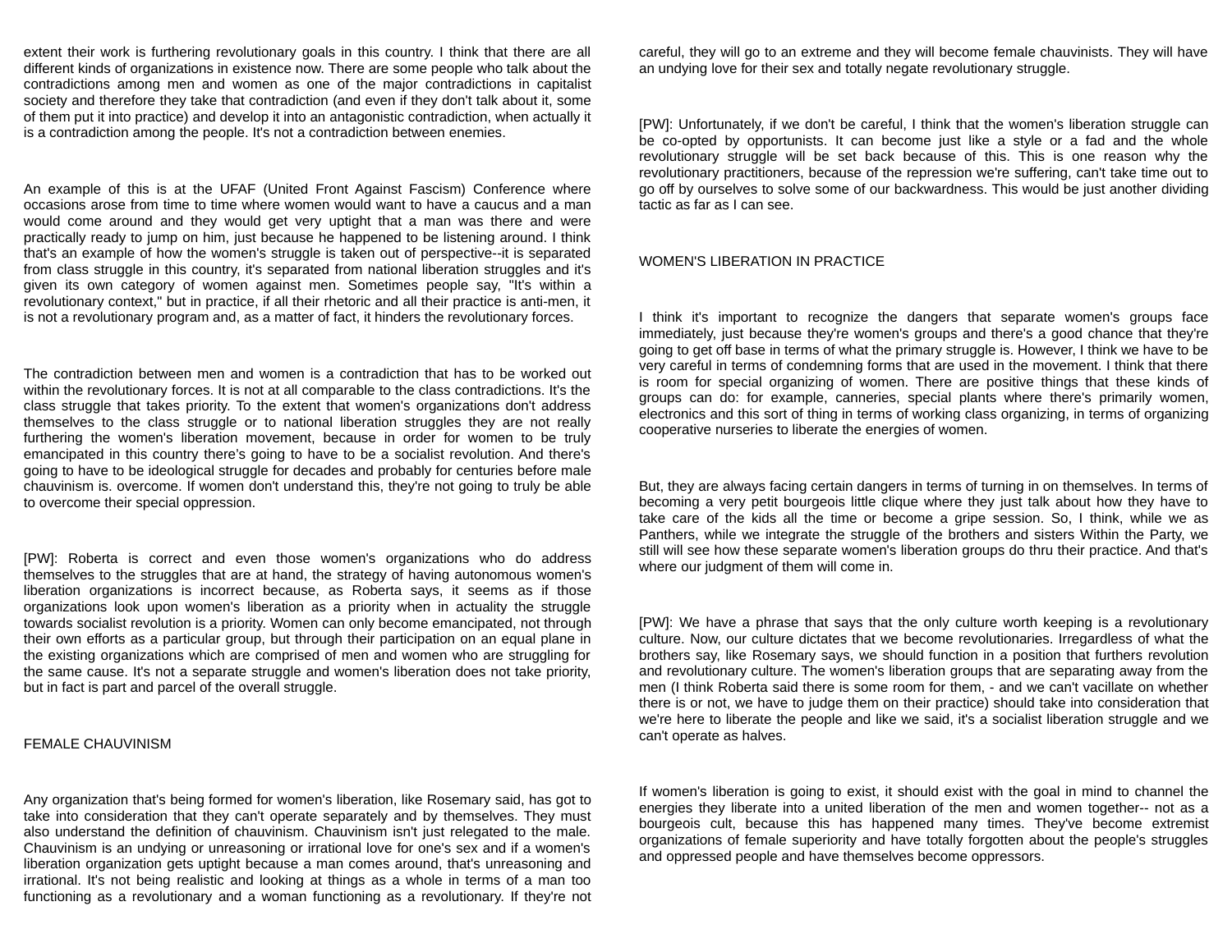extent their work is furthering revolutionary goals in this country. I think that there are all different kinds of organizations in existence now. There are some people who talk about the contradictions among men and women as one of the major contradictions in capitalist society and therefore they take that contradiction (and even if they don't talk about it, some of them put it into practice) and develop it into an antagonistic contradiction, when actually it is a contradiction among the people. It's not a contradiction between enemies.

An example of this is at the UFAF (United Front Against Fascism) Conference where occasions arose from time to time where women would want to have a caucus and a man would come around and they would get very uptight that a man was there and were practically ready to jump on him, just because he happened to be listening around. I think that's an example of how the women's struggle is taken out of perspective--it is separated from class struggle in this country, it's separated from national liberation struggles and it's given its own category of women against men. Sometimes people say, "It's within a revolutionary context," but in practice, if all their rhetoric and all their practice is anti-men, it is not a revolutionary program and, as a matter of fact, it hinders the revolutionary forces.

The contradiction between men and women is a contradiction that has to be worked out within the revolutionary forces. It is not at all comparable to the class contradictions. It's the class struggle that takes priority. To the extent that women's organizations don't address themselves to the class struggle or to national liberation struggles they are not really furthering the women's liberation movement, because in order for women to be truly emancipated in this country there's going to have to be a socialist revolution. And there's going to have to be ideological struggle for decades and probably for centuries before male chauvinism is. overcome. If women don't understand this, they're not going to truly be able to overcome their special oppression.

[PW]: Roberta is correct and even those women's organizations who do address themselves to the struggles that are at hand, the strategy of having autonomous women's liberation organizations is incorrect because, as Roberta says, it seems as if those organizations look upon women's liberation as a priority when in actuality the struggle towards socialist revolution is a priority. Women can only become emancipated, not through their own efforts as a particular group, but through their participation on an equal plane in the existing organizations which are comprised of men and women who are struggling for the same cause. It's not a separate struggle and women's liberation does not take priority, but in fact is part and parcel of the overall struggle.

FEMALE CHAUVINISM

Any organization that's being formed for women's liberation, like Rosemary said, has got to take into consideration that they can't operate separately and by themselves. They must also understand the definition of chauvinism. Chauvinism isn't just relegated to the male. Chauvinism is an undying or unreasoning or irrational love for one's sex and if a women's liberation organization gets uptight because a man comes around, that's unreasoning and irrational. It's not being realistic and looking at things as a whole in terms of a man too functioning as a revolutionary and a woman functioning as a revolutionary. If they're not careful, they will go to an extreme and they will become female chauvinists. They will have an undying love for their sex and totally negate revolutionary struggle.

[PW]: Unfortunately, if we don't be careful, I think that the women's liberation struggle can be co-opted by opportunists. It can become just like a style or a fad and the whole revolutionary struggle will be set back because of this. This is one reason why the revolutionary practitioners, because of the repression we're suffering, can't take time out to go off by ourselves to solve some of our backwardness. This would be just another dividing tactic as far as I can see.

WOMEN'S LIBERATION IN PRACTICE

I think it's important to recognize the dangers that separate women's groups face immediately, just because they're women's groups and there's a good chance that they're going to get off base in terms of what the primary struggle is. However, I think we have to be very careful in terms of condemning forms that are used in the movement. I think that there is room for special organizing of women. There are positive things that these kinds of groups can do: for example, canneries, special plants where there's primarily women, electronics and this sort of thing in terms of working class organizing, in terms of organizing cooperative nurseries to liberate the energies of women.

But, they are always facing certain dangers in terms of turning in on themselves. In terms of becoming a very petit bourgeois little clique where they just talk about how they have to take care of the kids all the time or become a gripe session. So, I think, while we as Panthers, while we integrate the struggle of the brothers and sisters Within the Party, we still will see how these separate women's liberation groups do thru their practice. And that's where our judgment of them will come in.

[PW]: We have a phrase that says that the only culture worth keeping is a revolutionary culture. Now, our culture dictates that we become revolutionaries. Irregardless of what the brothers say, like Rosemary says, we should function in a position that furthers revolution and revolutionary culture. The women's liberation groups that are separating away from the men (I think Roberta said there is some room for them, - and we can't vacillate on whether there is or not, we have to judge them on their practice) should take into consideration that we're here to liberate the people and like we said, it's a socialist liberation struggle and we can't operate as halves.

If women's liberation is going to exist, it should exist with the goal in mind to channel the energies they liberate into a united liberation of the men and women together-- not as a bourgeois cult, because this has happened many times. They've become extremist organizations of female superiority and have totally forgotten about the people's struggles and oppressed people and have themselves become oppressors.